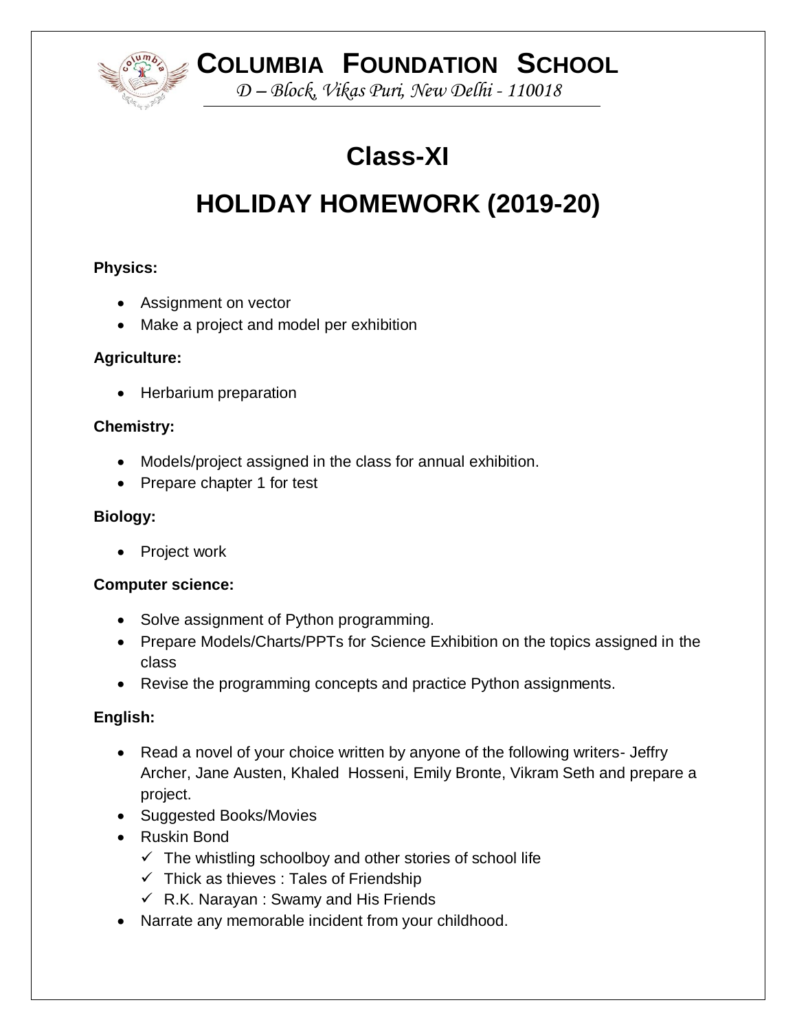# COLUMBIA FOUNDATION SCHOOL

*D – Block, Vikas Puri, New Delhi - 110018*

## Class-XI

## HOLIDAY HOMEWORK (2019-20)

**Physics:**

- Assignment on vector
- Make a project and model per exhibition

**Agriculture:**

- Herbarium preparation

**Chemistry:**

- Models/project assigned in the class for annual exhibition.
- Prepare chapter 1 for test

**Biology:**

- Project work

**Computer science:**

- Solve assignment of Python programming.
- Prepare Models/Charts/PPTs for Science Exhibition on the topics assigned in the class
- Revise the programming concepts and practice Python assignments.

**English:**

- Read a novel of your choice written by anyone of the following writers- Jeffry Archer, Jane Austen, Khaled Hosseni, Emily Bronte, Vikram Seth and prepare a project.
- Suggested Books/Movies
- Ruskin Bond
  - ✓ The whistling schoolboy and other stories of school life
  - ✓ Thick as thieves : Tales of Friendship
  - ✓ R.K. Narayan : Swamy and His Friends
- Narrate any memorable incident from your childhood.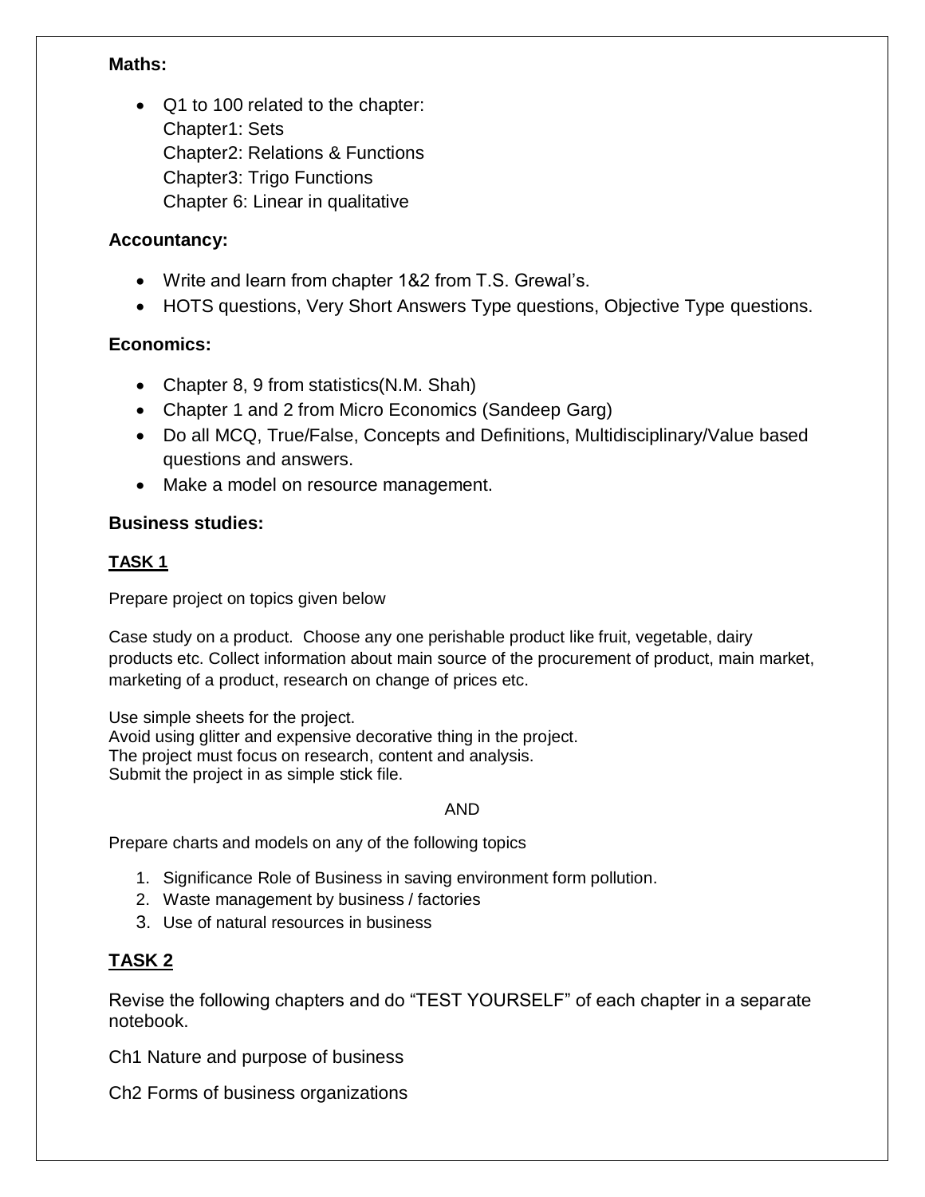**Maths:**

- Q1 to 100 related to the chapter:
  Chapter1: Sets
  Chapter2: Relations & Functions
  Chapter3: Trigo Functions
  Chapter 6: Linear in qualitative

**Accountancy:**

- Write and learn from chapter 1&2 from T.S. Grewal's.
- HOTS questions, Very Short Answers Type questions, Objective Type questions.

**Economics:**

- Chapter 8, 9 from statistics(N.M. Shah)
- Chapter 1 and 2 from Micro Economics (Sandeep Garg)
- Do all MCQ, True/False, Concepts and Definitions, Multidisciplinary/Value based questions and answers.
- Make a model on resource management.

**Business studies:**

**TASK 1**

Prepare project on topics given below

Case study on a product. Choose any one perishable product like fruit, vegetable, dairy products etc. Collect information about main source of the procurement of product, main market, marketing of a product, research on change of prices etc.

Use simple sheets for the project.
Avoid using glitter and expensive decorative thing in the project.
The project must focus on research, content and analysis.
Submit the project in as simple stick file.

AND

Prepare charts and models on any of the following topics

1. Significance Role of Business in saving environment form pollution.
2. Waste management by business / factories
3. Use of natural resources in business

**TASK 2**

Revise the following chapters and do "TEST YOURSELF" of each chapter in a separate notebook.

Ch1 Nature and purpose of business

Ch2 Forms of business organizations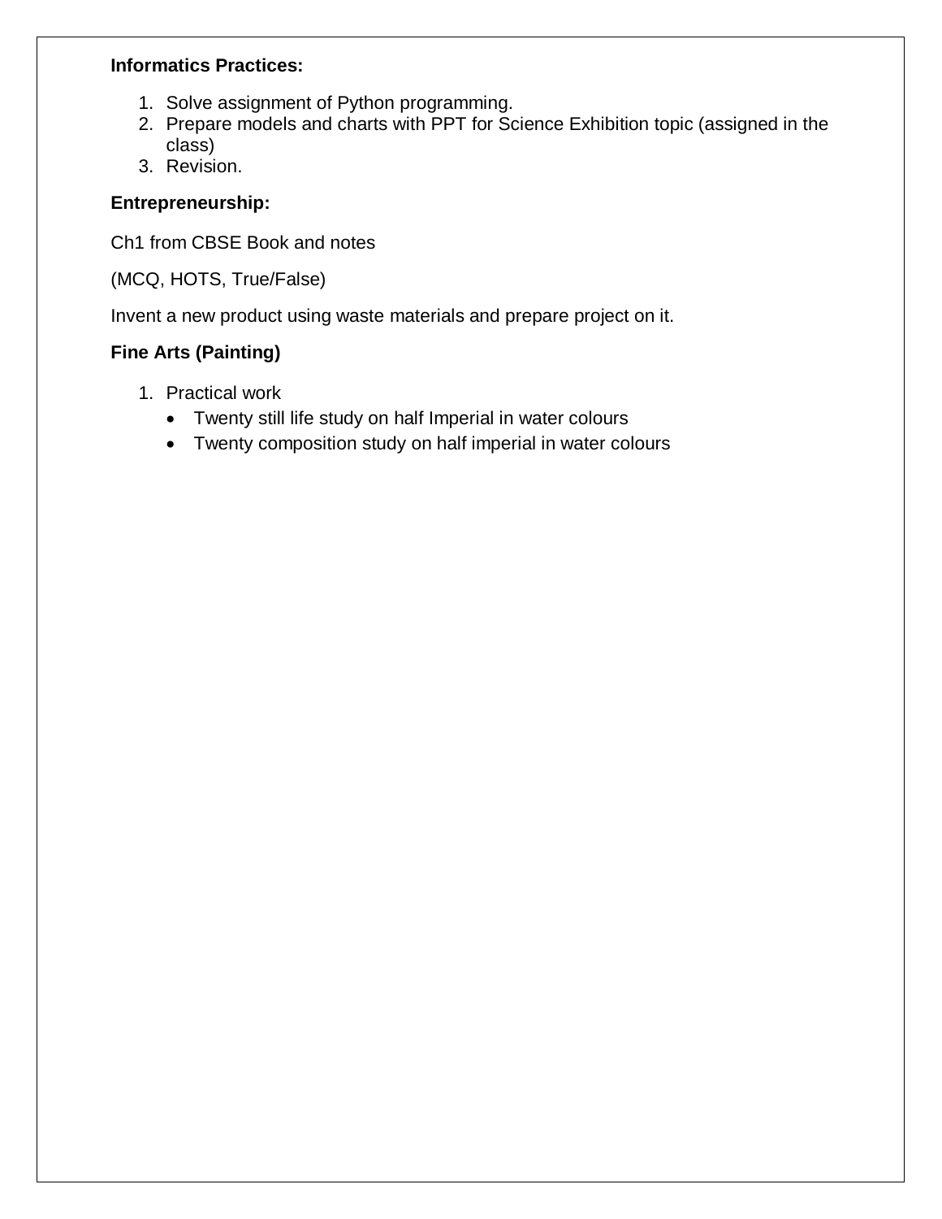**Informatics Practices:**

1. Solve assignment of Python programming.
2. Prepare models and charts with PPT for Science Exhibition topic (assigned in the class)
3. Revision.

**Entrepreneurship:**

Ch1 from CBSE Book and notes

(MCQ, HOTS, True/False)

Invent a new product using waste materials and prepare project on it.

**Fine Arts (Painting)**

1. Practical work
   - Twenty still life study on half Imperial in water colours
   - Twenty composition study on half imperial in water colours